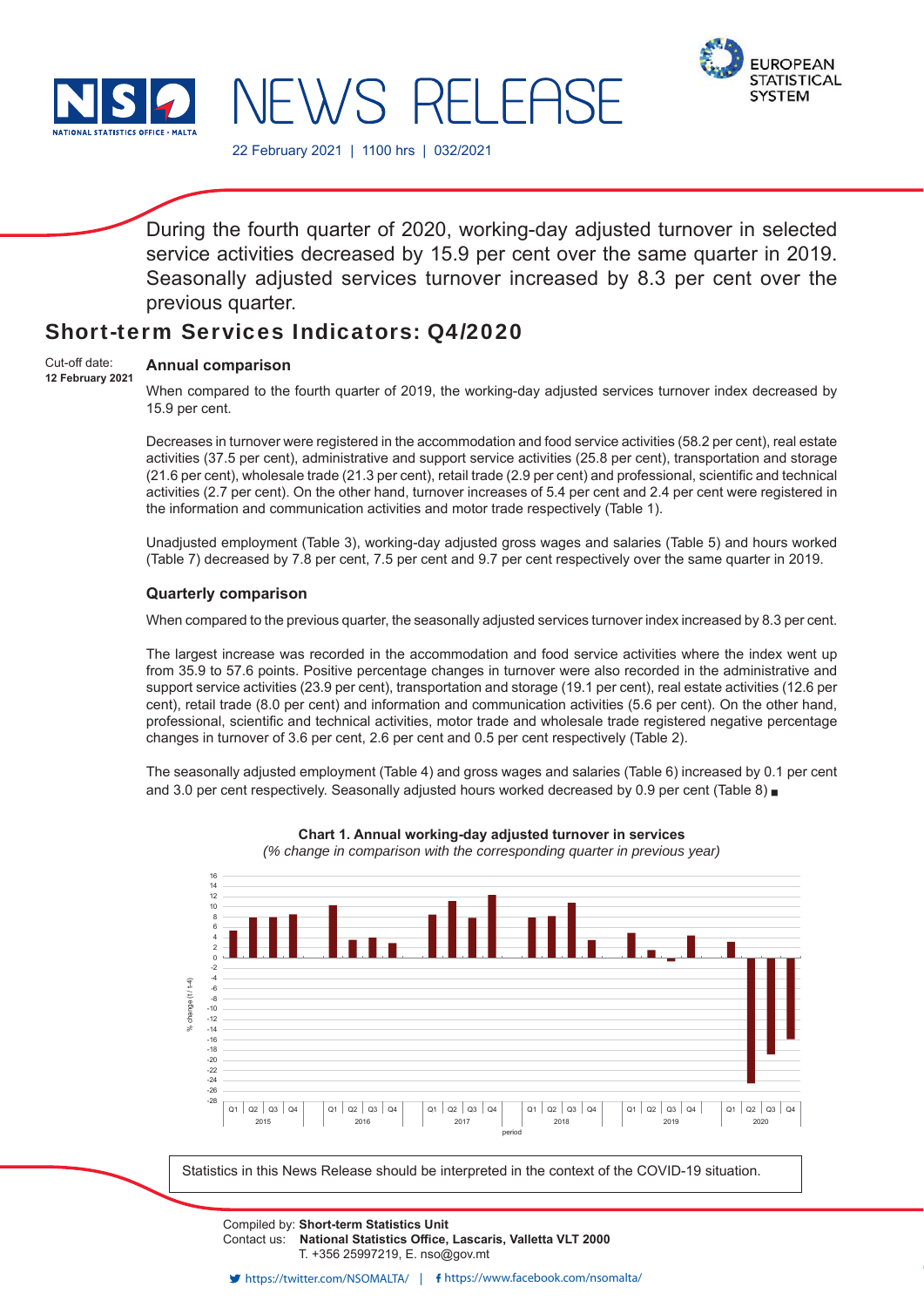NATIONAL STATISTICS OFFICE · MALTA

# NEWS RELEASE

EUROPEAN STATISTICAL SYSTEM

22 February 2021 | 1100 hrs | 032/2021

During the fourth quarter of 2020, working-day adjusted turnover in selected service activities decreased by 15.9 per cent over the same quarter in 2019. Seasonally adjusted services turnover increased by 8.3 per cent over the previous quarter.

## Short-term Services Indicators: Q4/2020

Cut-off date:
**12 February 2021**

### Annual comparison

When compared to the fourth quarter of 2019, the working-day adjusted services turnover index decreased by 15.9 per cent.

Decreases in turnover were registered in the accommodation and food service activities (58.2 per cent), real estate activities (37.5 per cent), administrative and support service activities (25.8 per cent), transportation and storage (21.6 per cent), wholesale trade (21.3 per cent), retail trade (2.9 per cent) and professional, scientific and technical activities (2.7 per cent). On the other hand, turnover increases of 5.4 per cent and 2.4 per cent were registered in the information and communication activities and motor trade respectively (Table 1).

Unadjusted employment (Table 3), working-day adjusted gross wages and salaries (Table 5) and hours worked (Table 7) decreased by 7.8 per cent, 7.5 per cent and 9.7 per cent respectively over the same quarter in 2019.

### Quarterly comparison

When compared to the previous quarter, the seasonally adjusted services turnover index increased by 8.3 per cent.

The largest increase was recorded in the accommodation and food service activities where the index went up from 35.9 to 57.6 points. Positive percentage changes in turnover were also recorded in the administrative and support service activities (23.9 per cent), transportation and storage (19.1 per cent), real estate activities (12.6 per cent), retail trade (8.0 per cent) and information and communication activities (5.6 per cent). On the other hand, professional, scientific and technical activities, motor trade and wholesale trade registered negative percentage changes in turnover of 3.6 per cent, 2.6 per cent and 0.5 per cent respectively (Table 2).

The seasonally adjusted employment (Table 4) and gross wages and salaries (Table 6) increased by 0.1 per cent and 3.0 per cent respectively. Seasonally adjusted hours worked decreased by 0.9 per cent (Table 8) ■

**Chart 1. Annual working-day adjusted turnover in services**
*(% change in comparison with the corresponding quarter in previous year)*

Statistics in this News Release should be interpreted in the context of the COVID-19 situation.

Compiled by: **Short-term Statistics Unit**
Contact us: **National Statistics Office, Lascaris, Valletta VLT 2000**
T. +356 25997219, E. nso@gov.mt

https://twitter.com/NSOMALTA/ | https://www.facebook.com/nsomalta/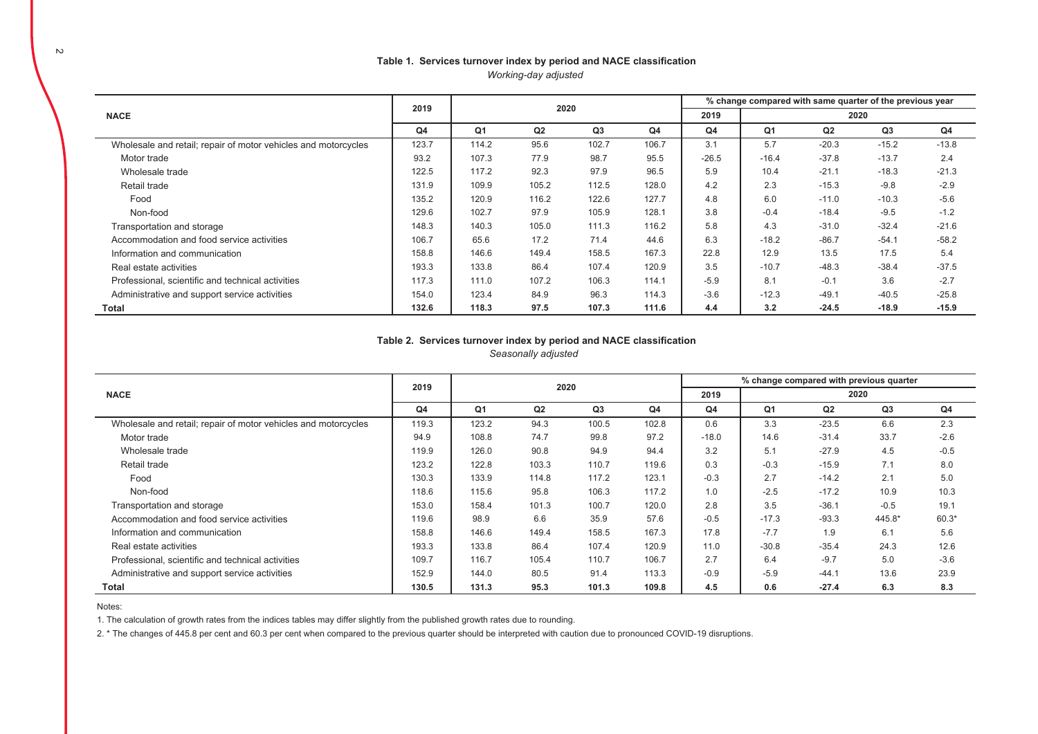**Table 1. Services turnover index by period and NACE classification**

*Working-day adjusted*

| NACE | 2019 | 2020 | | | | % change compared with same quarter of the previous year | | | | |
|---|---|---|---|---|---|---|---|---|---|---|
| | | | | | | 2019 | 2020 | | | |
| | Q4 | Q1 | Q2 | Q3 | Q4 | Q4 | Q1 | Q2 | Q3 | Q4 |
| Wholesale and retail; repair of motor vehicles and motorcycles | 123.7 | 114.2 | 95.6 | 102.7 | 106.7 | 3.1 | 5.7 | -20.3 | -15.2 | -13.8 |
| Motor trade | 93.2 | 107.3 | 77.9 | 98.7 | 95.5 | -26.5 | -16.4 | -37.8 | -13.7 | 2.4 |
| Wholesale trade | 122.5 | 117.2 | 92.3 | 97.9 | 96.5 | 5.9 | 10.4 | -21.1 | -18.3 | -21.3 |
| Retail trade | 131.9 | 109.9 | 105.2 | 112.5 | 128.0 | 4.2 | 2.3 | -15.3 | -9.8 | -2.9 |
| Food | 135.2 | 120.9 | 116.2 | 122.6 | 127.7 | 4.8 | 6.0 | -11.0 | -10.3 | -5.6 |
| Non-food | 129.6 | 102.7 | 97.9 | 105.9 | 128.1 | 3.8 | -0.4 | -18.4 | -9.5 | -1.2 |
| Transportation and storage | 148.3 | 140.3 | 105.0 | 111.3 | 116.2 | 5.8 | 4.3 | -31.0 | -32.4 | -21.6 |
| Accommodation and food service activities | 106.7 | 65.6 | 17.2 | 71.4 | 44.6 | 6.3 | -18.2 | -86.7 | -54.1 | -58.2 |
| Information and communication | 158.8 | 146.6 | 149.4 | 158.5 | 167.3 | 22.8 | 12.9 | 13.5 | 17.5 | 5.4 |
| Real estate activities | 193.3 | 133.8 | 86.4 | 107.4 | 120.9 | 3.5 | -10.7 | -48.3 | -38.4 | -37.5 |
| Professional, scientific and technical activities | 117.3 | 111.0 | 107.2 | 106.3 | 114.1 | -5.9 | 8.1 | -0.1 | 3.6 | -2.7 |
| Administrative and support service activities | 154.0 | 123.4 | 84.9 | 96.3 | 114.3 | -3.6 | -12.3 | -49.1 | -40.5 | -25.8 |
| **Total** | **132.6** | **118.3** | **97.5** | **107.3** | **111.6** | **4.4** | **3.2** | **-24.5** | **-18.9** | **-15.9** |

**Table 2. Services turnover index by period and NACE classification**

*Seasonally adjusted*

| NACE | 2019 | 2020 | | | | % change compared with previous quarter | | | | |
|---|---|---|---|---|---|---|---|---|---|---|
| | | | | | | 2019 | 2020 | | | |
| | Q4 | Q1 | Q2 | Q3 | Q4 | Q4 | Q1 | Q2 | Q3 | Q4 |
| Wholesale and retail; repair of motor vehicles and motorcycles | 119.3 | 123.2 | 94.3 | 100.5 | 102.8 | 0.6 | 3.3 | -23.5 | 6.6 | 2.3 |
| Motor trade | 94.9 | 108.8 | 74.7 | 99.8 | 97.2 | -18.0 | 14.6 | -31.4 | 33.7 | -2.6 |
| Wholesale trade | 119.9 | 126.0 | 90.8 | 94.9 | 94.4 | 3.2 | 5.1 | -27.9 | 4.5 | -0.5 |
| Retail trade | 123.2 | 122.8 | 103.3 | 110.7 | 119.6 | 0.3 | -0.3 | -15.9 | 7.1 | 8.0 |
| Food | 130.3 | 133.9 | 114.8 | 117.2 | 123.1 | -0.3 | 2.7 | -14.2 | 2.1 | 5.0 |
| Non-food | 118.6 | 115.6 | 95.8 | 106.3 | 117.2 | 1.0 | -2.5 | -17.2 | 10.9 | 10.3 |
| Transportation and storage | 153.0 | 158.4 | 101.3 | 100.7 | 120.0 | 2.8 | 3.5 | -36.1 | -0.5 | 19.1 |
| Accommodation and food service activities | 119.6 | 98.9 | 6.6 | 35.9 | 57.6 | -0.5 | -17.3 | -93.3 | 445.8* | 60.3* |
| Information and communication | 158.8 | 146.6 | 149.4 | 158.5 | 167.3 | 17.8 | -7.7 | 1.9 | 6.1 | 5.6 |
| Real estate activities | 193.3 | 133.8 | 86.4 | 107.4 | 120.9 | 11.0 | -30.8 | -35.4 | 24.3 | 12.6 |
| Professional, scientific and technical activities | 109.7 | 116.7 | 105.4 | 110.7 | 106.7 | 2.7 | 6.4 | -9.7 | 5.0 | -3.6 |
| Administrative and support service activities | 152.9 | 144.0 | 80.5 | 91.4 | 113.3 | -0.9 | -5.9 | -44.1 | 13.6 | 23.9 |
| **Total** | **130.5** | **131.3** | **95.3** | **101.3** | **109.8** | **4.5** | **0.6** | **-27.4** | **6.3** | **8.3** |

Notes:

1. The calculation of growth rates from the indices tables may differ slightly from the published growth rates due to rounding.

2. * The changes of 445.8 per cent and 60.3 per cent when compared to the previous quarter should be interpreted with caution due to pronounced COVID-19 disruptions.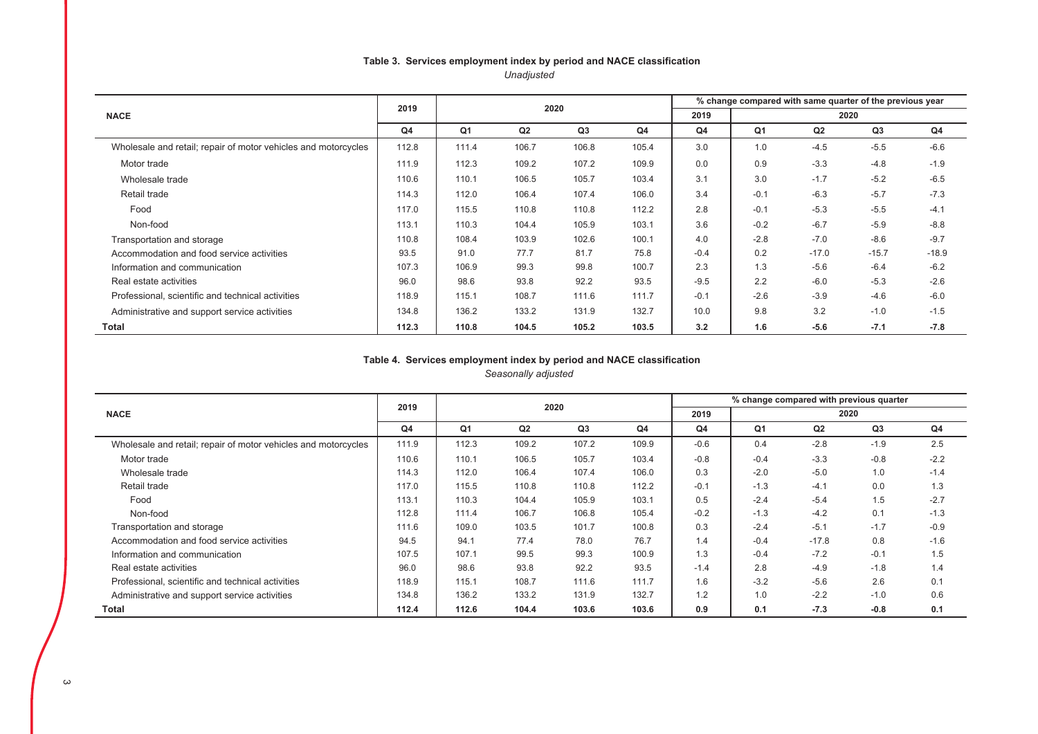**Table 3. Services employment index by period and NACE classification**

*Unadjusted*

| NACE | 2019 | 2020 | | | | % change compared with same quarter of the previous year | | | | |
|---|---|---|---|---|---|---|---|---|---|---|
| | | | | | | 2019 | 2020 | | | |
| | Q4 | Q1 | Q2 | Q3 | Q4 | Q4 | Q1 | Q2 | Q3 | Q4 |
| Wholesale and retail; repair of motor vehicles and motorcycles | 112.8 | 111.4 | 106.7 | 106.8 | 105.4 | 3.0 | 1.0 | -4.5 | -5.5 | -6.6 |
| Motor trade | 111.9 | 112.3 | 109.2 | 107.2 | 109.9 | 0.0 | 0.9 | -3.3 | -4.8 | -1.9 |
| Wholesale trade | 110.6 | 110.1 | 106.5 | 105.7 | 103.4 | 3.1 | 3.0 | -1.7 | -5.2 | -6.5 |
| Retail trade | 114.3 | 112.0 | 106.4 | 107.4 | 106.0 | 3.4 | -0.1 | -6.3 | -5.7 | -7.3 |
| Food | 117.0 | 115.5 | 110.8 | 110.8 | 112.2 | 2.8 | -0.1 | -5.3 | -5.5 | -4.1 |
| Non-food | 113.1 | 110.3 | 104.4 | 105.9 | 103.1 | 3.6 | -0.2 | -6.7 | -5.9 | -8.8 |
| Transportation and storage | 110.8 | 108.4 | 103.9 | 102.6 | 100.1 | 4.0 | -2.8 | -7.0 | -8.6 | -9.7 |
| Accommodation and food service activities | 93.5 | 91.0 | 77.7 | 81.7 | 75.8 | -0.4 | 0.2 | -17.0 | -15.7 | -18.9 |
| Information and communication | 107.3 | 106.9 | 99.3 | 99.8 | 100.7 | 2.3 | 1.3 | -5.6 | -6.4 | -6.2 |
| Real estate activities | 96.0 | 98.6 | 93.8 | 92.2 | 93.5 | -9.5 | 2.2 | -6.0 | -5.3 | -2.6 |
| Professional, scientific and technical activities | 118.9 | 115.1 | 108.7 | 111.6 | 111.7 | -0.1 | -2.6 | -3.9 | -4.6 | -6.0 |
| Administrative and support service activities | 134.8 | 136.2 | 133.2 | 131.9 | 132.7 | 10.0 | 9.8 | 3.2 | -1.0 | -1.5 |
| **Total** | **112.3** | **110.8** | **104.5** | **105.2** | **103.5** | **3.2** | **1.6** | **-5.6** | **-7.1** | **-7.8** |

**Table 4. Services employment index by period and NACE classification**

*Seasonally adjusted*

| NACE | 2019 | 2020 | | | | % change compared with previous quarter | | | | |
|---|---|---|---|---|---|---|---|---|---|---|
| | | | | | | 2019 | 2020 | | | |
| | Q4 | Q1 | Q2 | Q3 | Q4 | Q4 | Q1 | Q2 | Q3 | Q4 |
| Wholesale and retail; repair of motor vehicles and motorcycles | 111.9 | 112.3 | 109.2 | 107.2 | 109.9 | -0.6 | 0.4 | -2.8 | -1.9 | 2.5 |
| Motor trade | 110.6 | 110.1 | 106.5 | 105.7 | 103.4 | -0.8 | -0.4 | -3.3 | -0.8 | -2.2 |
| Wholesale trade | 114.3 | 112.0 | 106.4 | 107.4 | 106.0 | 0.3 | -2.0 | -5.0 | 1.0 | -1.4 |
| Retail trade | 117.0 | 115.5 | 110.8 | 110.8 | 112.2 | -0.1 | -1.3 | -4.1 | 0.0 | 1.3 |
| Food | 113.1 | 110.3 | 104.4 | 105.9 | 103.1 | 0.5 | -2.4 | -5.4 | 1.5 | -2.7 |
| Non-food | 112.8 | 111.4 | 106.7 | 106.8 | 105.4 | -0.2 | -1.3 | -4.2 | 0.1 | -1.3 |
| Transportation and storage | 111.6 | 109.0 | 103.5 | 101.7 | 100.8 | 0.3 | -2.4 | -5.1 | -1.7 | -0.9 |
| Accommodation and food service activities | 94.5 | 94.1 | 77.4 | 78.0 | 76.7 | 1.4 | -0.4 | -17.8 | 0.8 | -1.6 |
| Information and communication | 107.5 | 107.1 | 99.5 | 99.3 | 100.9 | 1.3 | -0.4 | -7.2 | -0.1 | 1.5 |
| Real estate activities | 96.0 | 98.6 | 93.8 | 92.2 | 93.5 | -1.4 | 2.8 | -4.9 | -1.8 | 1.4 |
| Professional, scientific and technical activities | 118.9 | 115.1 | 108.7 | 111.6 | 111.7 | 1.6 | -3.2 | -5.6 | 2.6 | 0.1 |
| Administrative and support service activities | 134.8 | 136.2 | 133.2 | 131.9 | 132.7 | 1.2 | 1.0 | -2.2 | -1.0 | 0.6 |
| **Total** | **112.4** | **112.6** | **104.4** | **103.6** | **103.6** | **0.9** | **0.1** | **-7.3** | **-0.8** | **0.1** |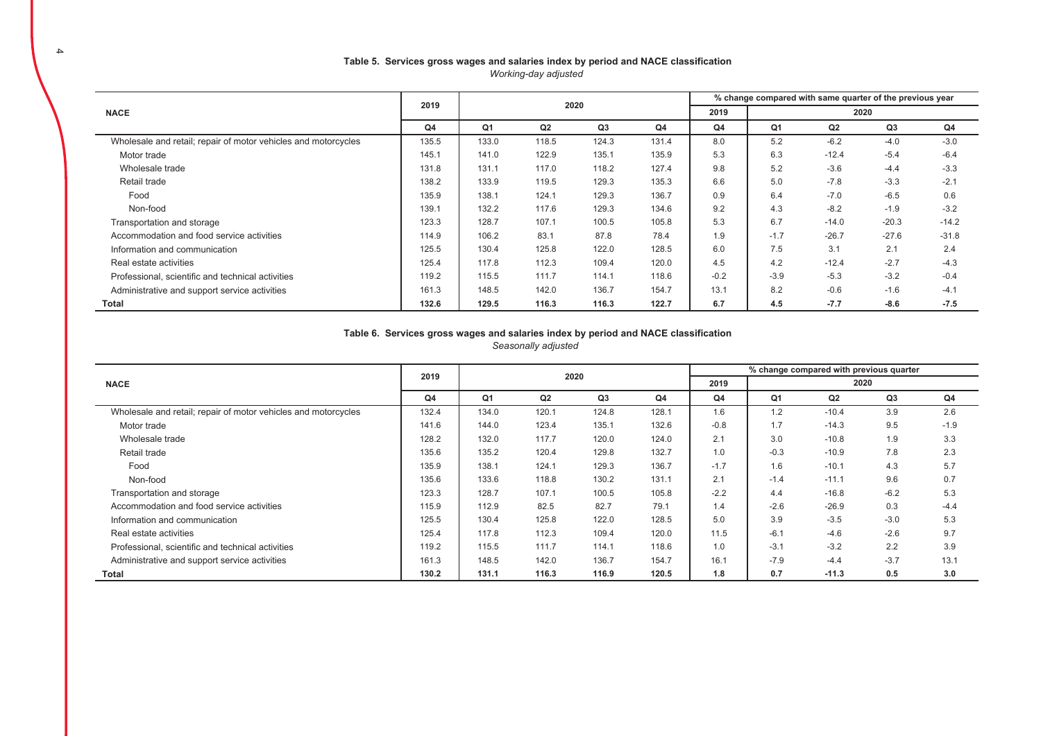**Table 5. Services gross wages and salaries index by period and NACE classification**

*Working-day adjusted*

| NACE | 2019 | 2020 | | | | % change compared with same quarter of the previous year | | | | |
|---|---|---|---|---|---|---|---|---|---|---|
| | | | | | | 2019 | 2020 | | | |
| | Q4 | Q1 | Q2 | Q3 | Q4 | Q4 | Q1 | Q2 | Q3 | Q4 |
| Wholesale and retail; repair of motor vehicles and motorcycles | 135.5 | 133.0 | 118.5 | 124.3 | 131.4 | 8.0 | 5.2 | -6.2 | -4.0 | -3.0 |
| Motor trade | 145.1 | 141.0 | 122.9 | 135.1 | 135.9 | 5.3 | 6.3 | -12.4 | -5.4 | -6.4 |
| Wholesale trade | 131.8 | 131.1 | 117.0 | 118.2 | 127.4 | 9.8 | 5.2 | -3.6 | -4.4 | -3.3 |
| Retail trade | 138.2 | 133.9 | 119.5 | 129.3 | 135.3 | 6.6 | 5.0 | -7.8 | -3.3 | -2.1 |
| Food | 135.9 | 138.1 | 124.1 | 129.3 | 136.7 | 0.9 | 6.4 | -7.0 | -6.5 | 0.6 |
| Non-food | 139.1 | 132.2 | 117.6 | 129.3 | 134.6 | 9.2 | 4.3 | -8.2 | -1.9 | -3.2 |
| Transportation and storage | 123.3 | 128.7 | 107.1 | 100.5 | 105.8 | 5.3 | 6.7 | -14.0 | -20.3 | -14.2 |
| Accommodation and food service activities | 114.9 | 106.2 | 83.1 | 87.8 | 78.4 | 1.9 | -1.7 | -26.7 | -27.6 | -31.8 |
| Information and communication | 125.5 | 130.4 | 125.8 | 122.0 | 128.5 | 6.0 | 7.5 | 3.1 | 2.1 | 2.4 |
| Real estate activities | 125.4 | 117.8 | 112.3 | 109.4 | 120.0 | 4.5 | 4.2 | -12.4 | -2.7 | -4.3 |
| Professional, scientific and technical activities | 119.2 | 115.5 | 111.7 | 114.1 | 118.6 | -0.2 | -3.9 | -5.3 | -3.2 | -0.4 |
| Administrative and support service activities | 161.3 | 148.5 | 142.0 | 136.7 | 154.7 | 13.1 | 8.2 | -0.6 | -1.6 | -4.1 |
| **Total** | **132.6** | **129.5** | **116.3** | **116.3** | **122.7** | **6.7** | **4.5** | **-7.7** | **-8.6** | **-7.5** |

**Table 6. Services gross wages and salaries index by period and NACE classification**

*Seasonally adjusted*

| NACE | 2019 | 2020 | | | | % change compared with previous quarter | | | | |
|---|---|---|---|---|---|---|---|---|---|---|
| | | | | | | 2019 | 2020 | | | |
| | Q4 | Q1 | Q2 | Q3 | Q4 | Q4 | Q1 | Q2 | Q3 | Q4 |
| Wholesale and retail; repair of motor vehicles and motorcycles | 132.4 | 134.0 | 120.1 | 124.8 | 128.1 | 1.6 | 1.2 | -10.4 | 3.9 | 2.6 |
| Motor trade | 141.6 | 144.0 | 123.4 | 135.1 | 132.6 | -0.8 | 1.7 | -14.3 | 9.5 | -1.9 |
| Wholesale trade | 128.2 | 132.0 | 117.7 | 120.0 | 124.0 | 2.1 | 3.0 | -10.8 | 1.9 | 3.3 |
| Retail trade | 135.6 | 135.2 | 120.4 | 129.8 | 132.7 | 1.0 | -0.3 | -10.9 | 7.8 | 2.3 |
| Food | 135.9 | 138.1 | 124.1 | 129.3 | 136.7 | -1.7 | 1.6 | -10.1 | 4.3 | 5.7 |
| Non-food | 135.6 | 133.6 | 118.8 | 130.2 | 131.1 | 2.1 | -1.4 | -11.1 | 9.6 | 0.7 |
| Transportation and storage | 123.3 | 128.7 | 107.1 | 100.5 | 105.8 | -2.2 | 4.4 | -16.8 | -6.2 | 5.3 |
| Accommodation and food service activities | 115.9 | 112.9 | 82.5 | 82.7 | 79.1 | 1.4 | -2.6 | -26.9 | 0.3 | -4.4 |
| Information and communication | 125.5 | 130.4 | 125.8 | 122.0 | 128.5 | 5.0 | 3.9 | -3.5 | -3.0 | 5.3 |
| Real estate activities | 125.4 | 117.8 | 112.3 | 109.4 | 120.0 | 11.5 | -6.1 | -4.6 | -2.6 | 9.7 |
| Professional, scientific and technical activities | 119.2 | 115.5 | 111.7 | 114.1 | 118.6 | 1.0 | -3.1 | -3.2 | 2.2 | 3.9 |
| Administrative and support service activities | 161.3 | 148.5 | 142.0 | 136.7 | 154.7 | 16.1 | -7.9 | -4.4 | -3.7 | 13.1 |
| **Total** | **130.2** | **131.1** | **116.3** | **116.9** | **120.5** | **1.8** | **0.7** | **-11.3** | **0.5** | **3.0** |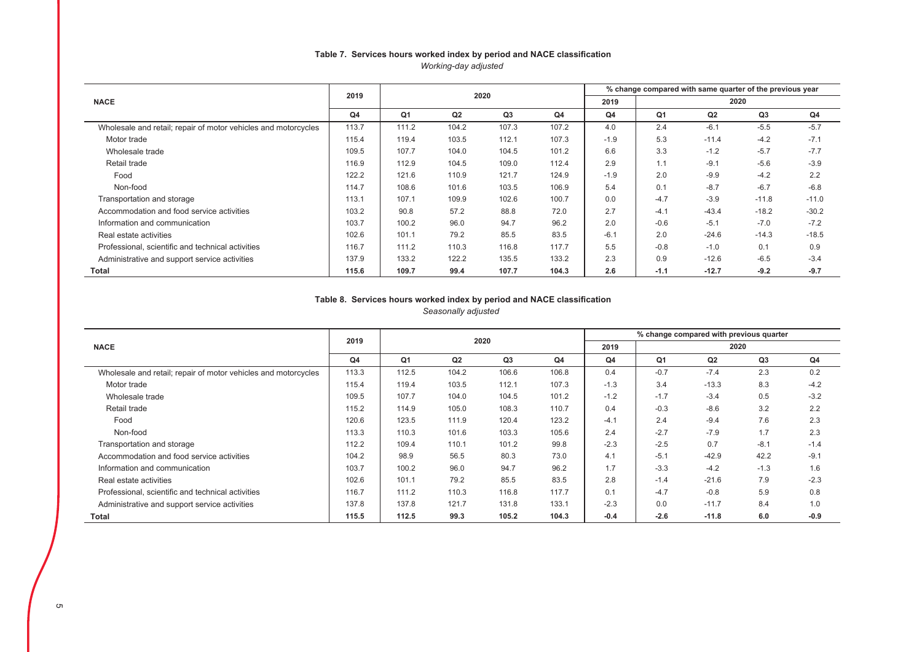**Table 7. Services hours worked index by period and NACE classification**

*Working-day adjusted*

| NACE | 2019 | 2020 | | | | % change compared with same quarter of the previous year | | | | |
|---|---|---|---|---|---|---|---|---|---|---|
| | | | | | | 2019 | 2020 | | | |
| | Q4 | Q1 | Q2 | Q3 | Q4 | Q4 | Q1 | Q2 | Q3 | Q4 |
| Wholesale and retail; repair of motor vehicles and motorcycles | 113.7 | 111.2 | 104.2 | 107.3 | 107.2 | 4.0 | 2.4 | -6.1 | -5.5 | -5.7 |
| Motor trade | 115.4 | 119.4 | 103.5 | 112.1 | 107.3 | -1.9 | 5.3 | -11.4 | -4.2 | -7.1 |
| Wholesale trade | 109.5 | 107.7 | 104.0 | 104.5 | 101.2 | 6.6 | 3.3 | -1.2 | -5.7 | -7.7 |
| Retail trade | 116.9 | 112.9 | 104.5 | 109.0 | 112.4 | 2.9 | 1.1 | -9.1 | -5.6 | -3.9 |
| Food | 122.2 | 121.6 | 110.9 | 121.7 | 124.9 | -1.9 | 2.0 | -9.9 | -4.2 | 2.2 |
| Non-food | 114.7 | 108.6 | 101.6 | 103.5 | 106.9 | 5.4 | 0.1 | -8.7 | -6.7 | -6.8 |
| Transportation and storage | 113.1 | 107.1 | 109.9 | 102.6 | 100.7 | 0.0 | -4.7 | -3.9 | -11.8 | -11.0 |
| Accommodation and food service activities | 103.2 | 90.8 | 57.2 | 88.8 | 72.0 | 2.7 | -4.1 | -43.4 | -18.2 | -30.2 |
| Information and communication | 103.7 | 100.2 | 96.0 | 94.7 | 96.2 | 2.0 | -0.6 | -5.1 | -7.0 | -7.2 |
| Real estate activities | 102.6 | 101.1 | 79.2 | 85.5 | 83.5 | -6.1 | 2.0 | -24.6 | -14.3 | -18.5 |
| Professional, scientific and technical activities | 116.7 | 111.2 | 110.3 | 116.8 | 117.7 | 5.5 | -0.8 | -1.0 | 0.1 | 0.9 |
| Administrative and support service activities | 137.9 | 133.2 | 122.2 | 135.5 | 133.2 | 2.3 | 0.9 | -12.6 | -6.5 | -3.4 |
| **Total** | **115.6** | **109.7** | **99.4** | **107.7** | **104.3** | **2.6** | **-1.1** | **-12.7** | **-9.2** | **-9.7** |

**Table 8. Services hours worked index by period and NACE classification**

*Seasonally adjusted*

| NACE | 2019 | 2020 | | | | % change compared with previous quarter | | | | |
|---|---|---|---|---|---|---|---|---|---|---|
| | | | | | | 2019 | 2020 | | | |
| | Q4 | Q1 | Q2 | Q3 | Q4 | Q4 | Q1 | Q2 | Q3 | Q4 |
| Wholesale and retail; repair of motor vehicles and motorcycles | 113.3 | 112.5 | 104.2 | 106.6 | 106.8 | 0.4 | -0.7 | -7.4 | 2.3 | 0.2 |
| Motor trade | 115.4 | 119.4 | 103.5 | 112.1 | 107.3 | -1.3 | 3.4 | -13.3 | 8.3 | -4.2 |
| Wholesale trade | 109.5 | 107.7 | 104.0 | 104.5 | 101.2 | -1.2 | -1.7 | -3.4 | 0.5 | -3.2 |
| Retail trade | 115.2 | 114.9 | 105.0 | 108.3 | 110.7 | 0.4 | -0.3 | -8.6 | 3.2 | 2.2 |
| Food | 120.6 | 123.5 | 111.9 | 120.4 | 123.2 | -4.1 | 2.4 | -9.4 | 7.6 | 2.3 |
| Non-food | 113.3 | 110.3 | 101.6 | 103.3 | 105.6 | 2.4 | -2.7 | -7.9 | 1.7 | 2.3 |
| Transportation and storage | 112.2 | 109.4 | 110.1 | 101.2 | 99.8 | -2.3 | -2.5 | 0.7 | -8.1 | -1.4 |
| Accommodation and food service activities | 104.2 | 98.9 | 56.5 | 80.3 | 73.0 | 4.1 | -5.1 | -42.9 | 42.2 | -9.1 |
| Information and communication | 103.7 | 100.2 | 96.0 | 94.7 | 96.2 | 1.7 | -3.3 | -4.2 | -1.3 | 1.6 |
| Real estate activities | 102.6 | 101.1 | 79.2 | 85.5 | 83.5 | 2.8 | -1.4 | -21.6 | 7.9 | -2.3 |
| Professional, scientific and technical activities | 116.7 | 111.2 | 110.3 | 116.8 | 117.7 | 0.1 | -4.7 | -0.8 | 5.9 | 0.8 |
| Administrative and support service activities | 137.8 | 137.8 | 121.7 | 131.8 | 133.1 | -2.3 | 0.0 | -11.7 | 8.4 | 1.0 |
| **Total** | **115.5** | **112.5** | **99.3** | **105.2** | **104.3** | **-0.4** | **-2.6** | **-11.8** | **6.0** | **-0.9** |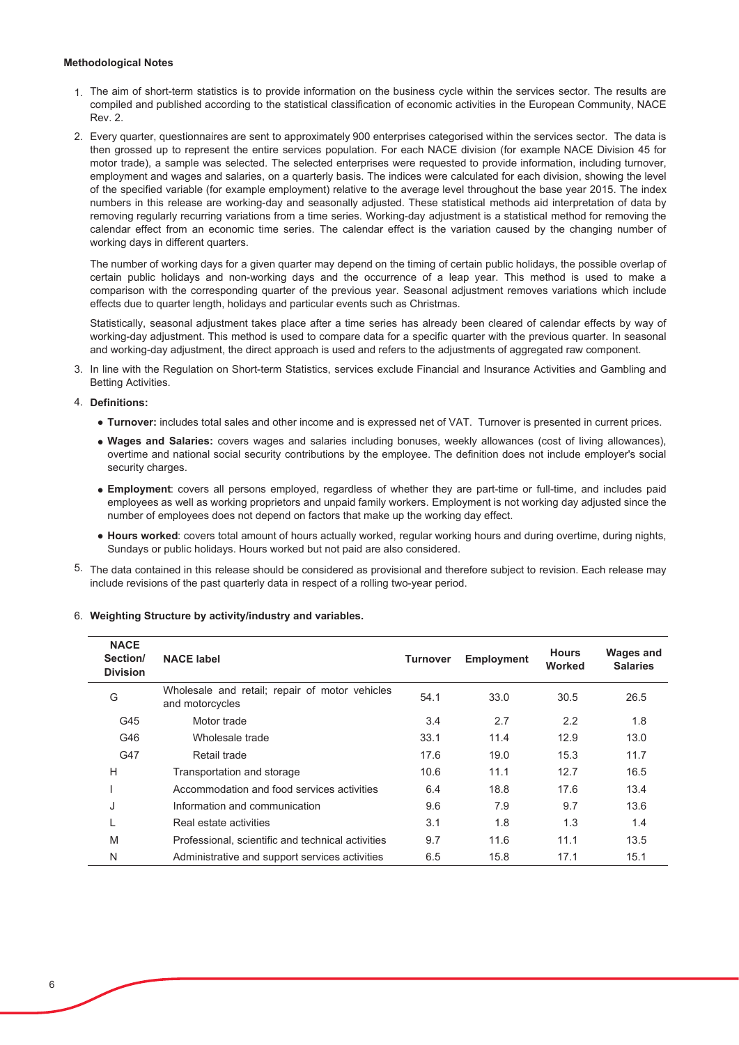**Methodological Notes**

1. The aim of short-term statistics is to provide information on the business cycle within the services sector. The results are compiled and published according to the statistical classification of economic activities in the European Community, NACE Rev. 2.

2. Every quarter, questionnaires are sent to approximately 900 enterprises categorised within the services sector. The data is then grossed up to represent the entire services population. For each NACE division (for example NACE Division 45 for motor trade), a sample was selected. The selected enterprises were requested to provide information, including turnover, employment and wages and salaries, on a quarterly basis. The indices were calculated for each division, showing the level of the specified variable (for example employment) relative to the average level throughout the base year 2015. The index numbers in this release are working-day and seasonally adjusted. These statistical methods aid interpretation of data by removing regularly recurring variations from a time series. Working-day adjustment is a statistical method for removing the calendar effect from an economic time series. The calendar effect is the variation caused by the changing number of working days in different quarters.

   The number of working days for a given quarter may depend on the timing of certain public holidays, the possible overlap of certain public holidays and non-working days and the occurrence of a leap year. This method is used to make a comparison with the corresponding quarter of the previous year. Seasonal adjustment removes variations which include effects due to quarter length, holidays and particular events such as Christmas.

   Statistically, seasonal adjustment takes place after a time series has already been cleared of calendar effects by way of working-day adjustment. This method is used to compare data for a specific quarter with the previous quarter. In seasonal and working-day adjustment, the direct approach is used and refers to the adjustments of aggregated raw component.

3. In line with the Regulation on Short-term Statistics, services exclude Financial and Insurance Activities and Gambling and Betting Activities.

4. **Definitions:**
   - **Turnover:** includes total sales and other income and is expressed net of VAT. Turnover is presented in current prices.
   - **Wages and Salaries:** covers wages and salaries including bonuses, weekly allowances (cost of living allowances), overtime and national social security contributions by the employee. The definition does not include employer's social security charges.
   - **Employment**: covers all persons employed, regardless of whether they are part-time or full-time, and includes paid employees as well as working proprietors and unpaid family workers. Employment is not working day adjusted since the number of employees does not depend on factors that make up the working day effect.
   - **Hours worked**: covers total amount of hours actually worked, regular working hours and during overtime, during nights, Sundays or public holidays. Hours worked but not paid are also considered.

5. The data contained in this release should be considered as provisional and therefore subject to revision. Each release may include revisions of the past quarterly data in respect of a rolling two-year period.

6. **Weighting Structure by activity/industry and variables.**

| NACE Section/ Division | NACE label | Turnover | Employment | Hours Worked | Wages and Salaries |
|---|---|---|---|---|---|
| G | Wholesale and retail; repair of motor vehicles and motorcycles | 54.1 | 33.0 | 30.5 | 26.5 |
| G45 | Motor trade | 3.4 | 2.7 | 2.2 | 1.8 |
| G46 | Wholesale trade | 33.1 | 11.4 | 12.9 | 13.0 |
| G47 | Retail trade | 17.6 | 19.0 | 15.3 | 11.7 |
| H | Transportation and storage | 10.6 | 11.1 | 12.7 | 16.5 |
| I | Accommodation and food services activities | 6.4 | 18.8 | 17.6 | 13.4 |
| J | Information and communication | 9.6 | 7.9 | 9.7 | 13.6 |
| L | Real estate activities | 3.1 | 1.8 | 1.3 | 1.4 |
| M | Professional, scientific and technical activities | 9.7 | 11.6 | 11.1 | 13.5 |
| N | Administrative and support services activities | 6.5 | 15.8 | 17.1 | 15.1 |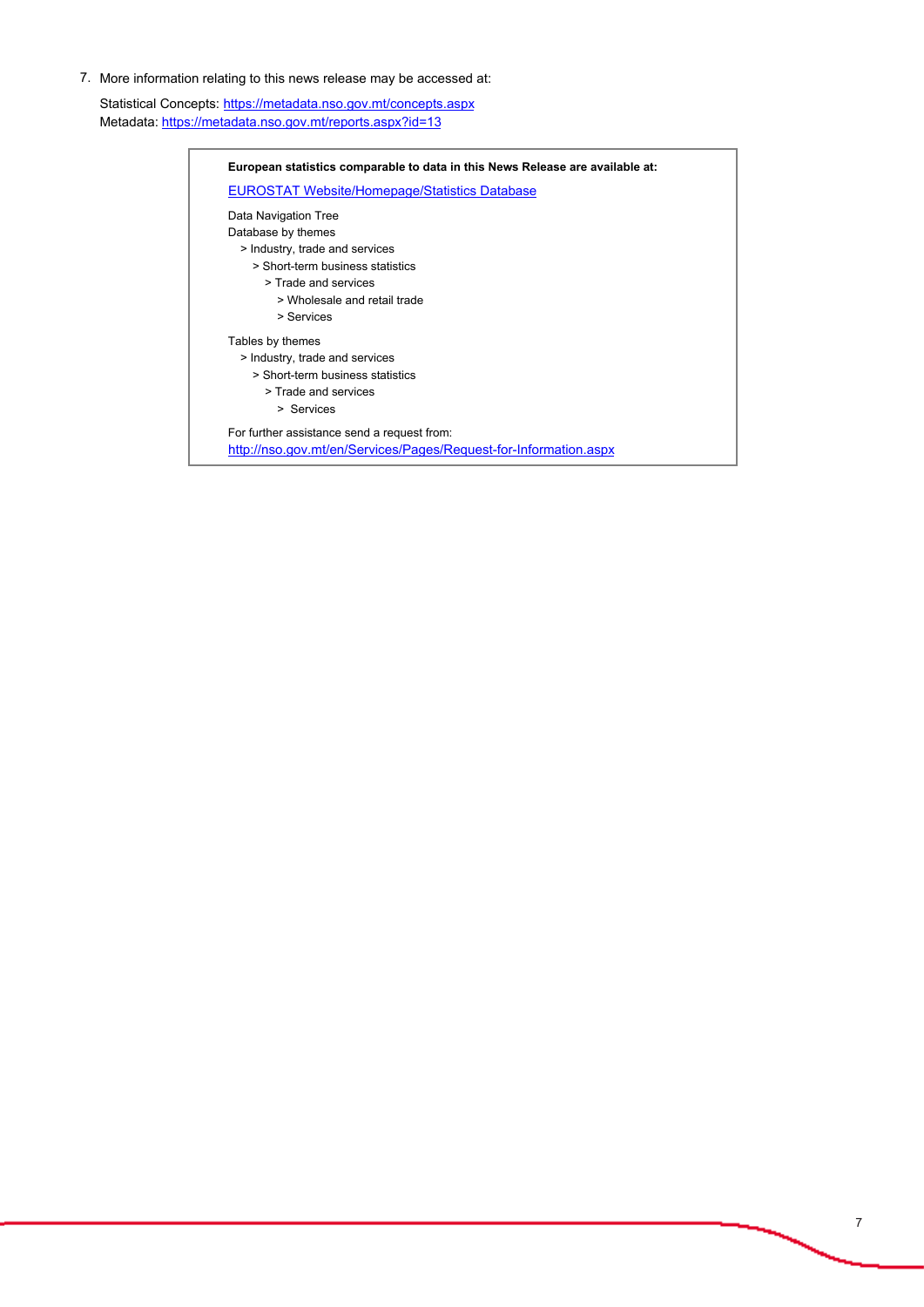7. More information relating to this news release may be accessed at:

   Statistical Concepts: https://metadata.nso.gov.mt/concepts.aspx
   Metadata: https://metadata.nso.gov.mt/reports.aspx?id=13

**European statistics comparable to data in this News Release are available at:**

EUROSTAT Website/Homepage/Statistics Database

Data Navigation Tree
Database by themes
- > Industry, trade and services
  - > Short-term business statistics
    - > Trade and services
      - > Wholesale and retail trade
      - > Services

Tables by themes
- > Industry, trade and services
  - > Short-term business statistics
    - > Trade and services
      - > Services

For further assistance send a request from:
http://nso.gov.mt/en/Services/Pages/Request-for-Information.aspx